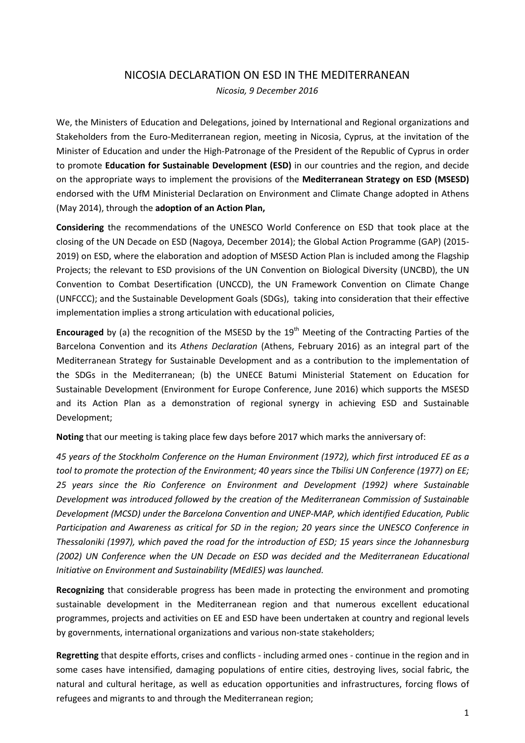# NICOSIA DECLARATION ON ESD IN THE MEDITERRANEAN

*Nicosia, 9 December 2016*

We, the Ministers of Education and Delegations, joined by International and Regional organizations and Stakeholders from the Euro-Mediterranean region, meeting in Nicosia, Cyprus, at the invitation of the Minister of Education and under the High-Patronage of the President of the Republic of Cyprus in order to promote **Education for Sustainable Development (ESD)** in our countries and the region, and decide on the appropriate ways to implement the provisions of the **Mediterranean Strategy on ESD (MSESD)** endorsed with the UfM Ministerial Declaration on Environment and Climate Change adopted in Athens (May 2014), through the **adoption of an Action Plan,**

**Considering** the recommendations of the UNESCO World Conference on ESD that took place at the closing of the UN Decade on ESD (Nagoya, December 2014); the Global Action Programme (GAP) (2015-2019) on ESD, where the elaboration and adoption of MSESD Action Plan is included among the Flagship Projects; the relevant to ESD provisions of the UN Convention on Biological Diversity (UNCBD), the UN Convention to Combat Desertification (UNCCD), the UN Framework Convention on Climate Change (UNFCCC); and the Sustainable Development Goals (SDGs), taking into consideration that their effective implementation implies a strong articulation with educational policies,

**Encouraged** by (a) the recognition of the MSESD by the 19th Meeting of the Contracting Parties of the Barcelona Convention and its *Athens Declaration* (Athens, February 2016) as an integral part of the Mediterranean Strategy for Sustainable Development and as a contribution to the implementation of the SDGs in the Mediterranean; (b) the UNECE Batumi Ministerial Statement on Education for Sustainable Development (Environment for Europe Conference, June 2016) which supports the MSESD and its Action Plan as a demonstration of regional synergy in achieving ESD and Sustainable Development;

**Noting** that our meeting is taking place few days before 2017 which marks the anniversary of:

*45 years of the Stockholm Conference on the Human Environment (1972), which first introduced EE as a tool to promote the protection of the Environment; 40 years since the Tbilisi UN Conference (1977) on EE; 25 years since the Rio Conference on Environment and Development (1992) where Sustainable Development was introduced followed by the creation of the Mediterranean Commission of Sustainable Development (MCSD) under the Barcelona Convention and UNEP-MAP, which identified Education, Public Participation and Awareness as critical for SD in the region; 20 years since the UNESCO Conference in Thessaloniki (1997), which paved the road for the introduction of ESD; 15 years since the Johannesburg (2002) UN Conference when the UN Decade on ESD was decided and the Mediterranean Educational Initiative on Environment and Sustainability (MEdIES) was launched.*

**Recognizing** that considerable progress has been made in protecting the environment and promoting sustainable development in the Mediterranean region and that numerous excellent educational programmes, projects and activities on EE and ESD have been undertaken at country and regional levels by governments, international organizations and various non-state stakeholders;

**Regretting** that despite efforts, crises and conflicts - including armed ones - continue in the region and in some cases have intensified, damaging populations of entire cities, destroying lives, social fabric, the natural and cultural heritage, as well as education opportunities and infrastructures, forcing flows of refugees and migrants to and through the Mediterranean region;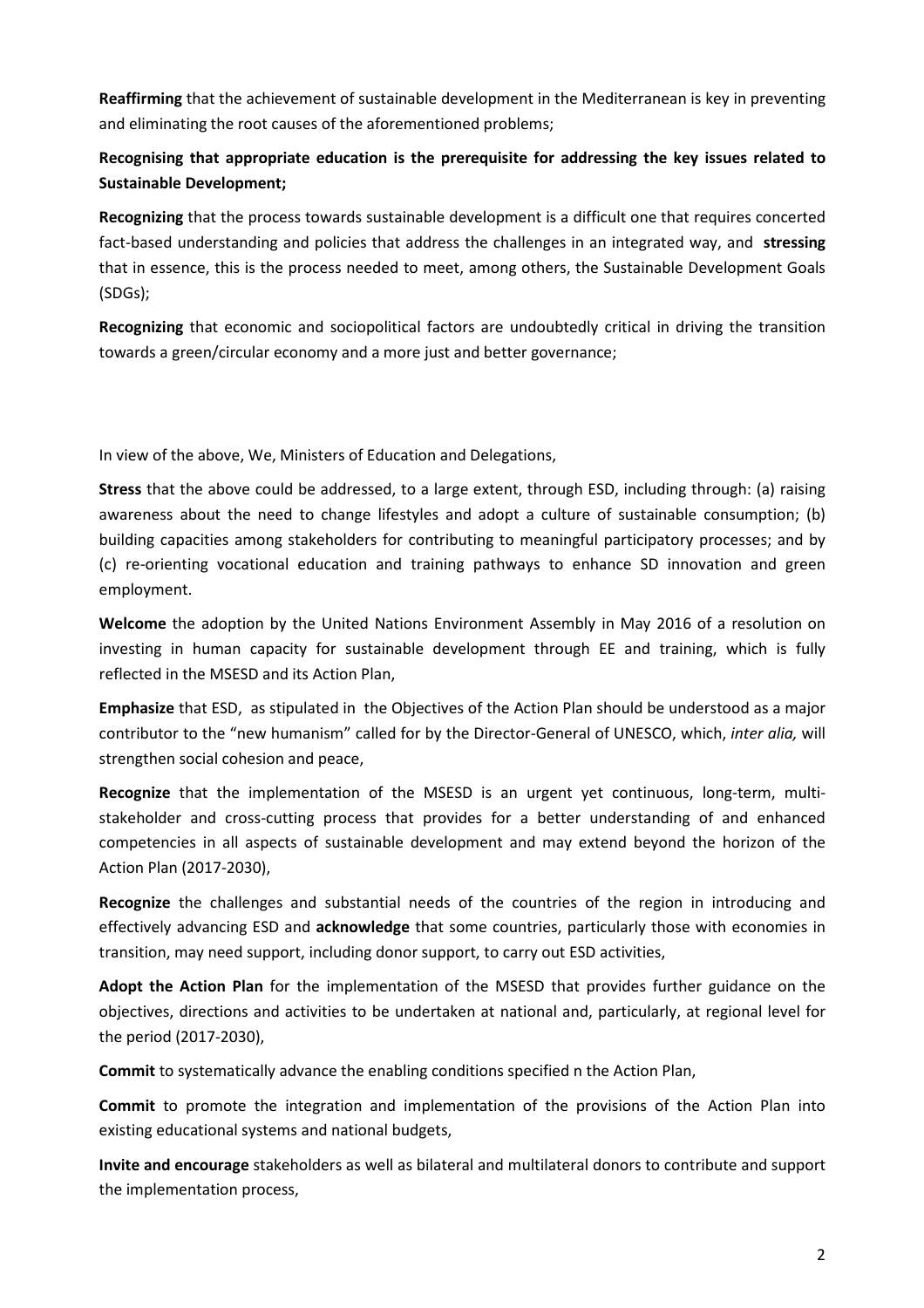**Reaffirming** that the achievement of sustainable development in the Mediterranean is key in preventing and eliminating the root causes of the aforementioned problems;

**Recognising that appropriate education is the prerequisite for addressing the key issues related to Sustainable Development;**

**Recognizing** that the process towards sustainable development is a difficult one that requires concerted fact-based understanding and policies that address the challenges in an integrated way, and **stressing** that in essence, this is the process needed to meet, among others, the Sustainable Development Goals (SDGs);

**Recognizing** that economic and sociopolitical factors are undoubtedly critical in driving the transition towards a green/circular economy and a more just and better governance;

In view of the above, We, Ministers of Education and Delegations,

**Stress** that the above could be addressed, to a large extent, through ESD, including through: (a) raising awareness about the need to change lifestyles and adopt a culture of sustainable consumption; (b) building capacities among stakeholders for contributing to meaningful participatory processes; and by (c) re-orienting vocational education and training pathways to enhance SD innovation and green employment.

**Welcome** the adoption by the United Nations Environment Assembly in May 2016 of a resolution on investing in human capacity for sustainable development through EE and training, which is fully reflected in the MSESD and its Action Plan,

**Emphasize** that ESD, as stipulated in the Objectives of the Action Plan should be understood as a major contributor to the "new humanism" called for by the Director-General of UNESCO, which, *inter alia,* will strengthen social cohesion and peace,

**Recognize** that the implementation of the MSESD is an urgent yet continuous, long-term, multi-stakeholder and cross-cutting process that provides for a better understanding of and enhanced competencies in all aspects of sustainable development and may extend beyond the horizon of the Action Plan (2017-2030),

**Recognize** the challenges and substantial needs of the countries of the region in introducing and effectively advancing ESD and **acknowledge** that some countries, particularly those with economies in transition, may need support, including donor support, to carry out ESD activities,

**Adopt the Action Plan** for the implementation of the MSESD that provides further guidance on the objectives, directions and activities to be undertaken at national and, particularly, at regional level for the period (2017-2030),

**Commit** to systematically advance the enabling conditions specified n the Action Plan,

**Commit** to promote the integration and implementation of the provisions of the Action Plan into existing educational systems and national budgets,

**Invite and encourage** stakeholders as well as bilateral and multilateral donors to contribute and support the implementation process,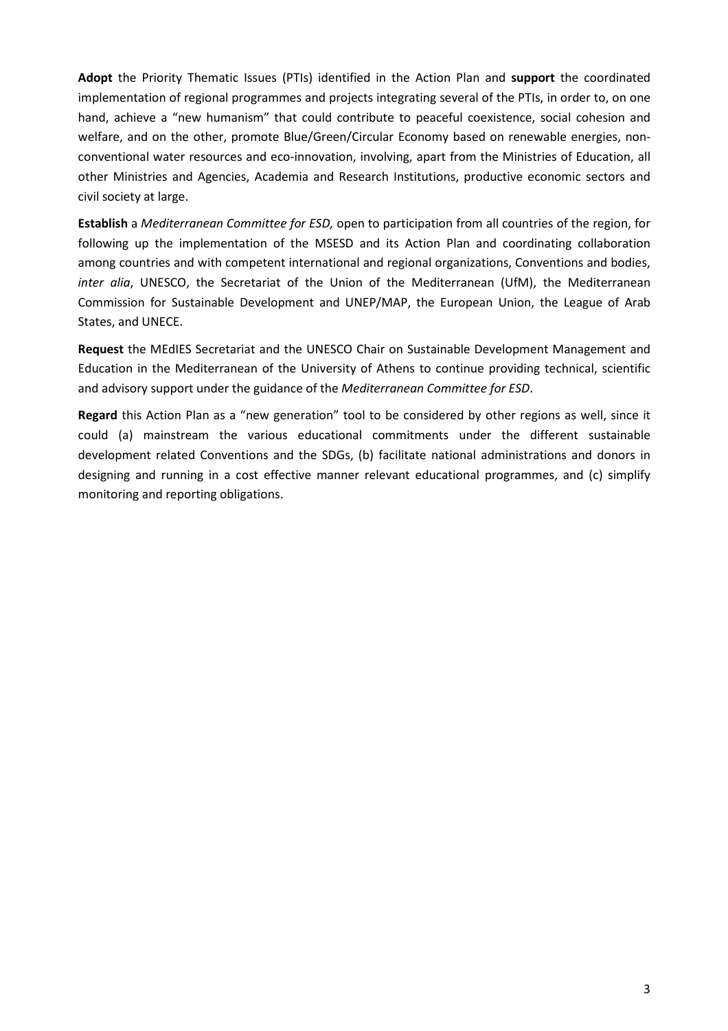**Adopt** the Priority Thematic Issues (PTIs) identified in the Action Plan and **support** the coordinated implementation of regional programmes and projects integrating several of the PTIs, in order to, on one hand, achieve a "new humanism" that could contribute to peaceful coexistence, social cohesion and welfare, and on the other, promote Blue/Green/Circular Economy based on renewable energies, non-conventional water resources and eco-innovation, involving, apart from the Ministries of Education, all other Ministries and Agencies, Academia and Research Institutions, productive economic sectors and civil society at large.

**Establish** a *Mediterranean Committee for ESD,* open to participation from all countries of the region, for following up the implementation of the MSESD and its Action Plan and coordinating collaboration among countries and with competent international and regional organizations, Conventions and bodies, *inter alia*, UNESCO, the Secretariat of the Union of the Mediterranean (UfM), the Mediterranean Commission for Sustainable Development and UNEP/MAP, the European Union, the League of Arab States, and UNECE.

**Request** the MEdIES Secretariat and the UNESCO Chair on Sustainable Development Management and Education in the Mediterranean of the University of Athens to continue providing technical, scientific and advisory support under the guidance of the *Mediterranean Committee for ESD*.

**Regard** this Action Plan as a "new generation" tool to be considered by other regions as well, since it could (a) mainstream the various educational commitments under the different sustainable development related Conventions and the SDGs, (b) facilitate national administrations and donors in designing and running in a cost effective manner relevant educational programmes, and (c) simplify monitoring and reporting obligations.